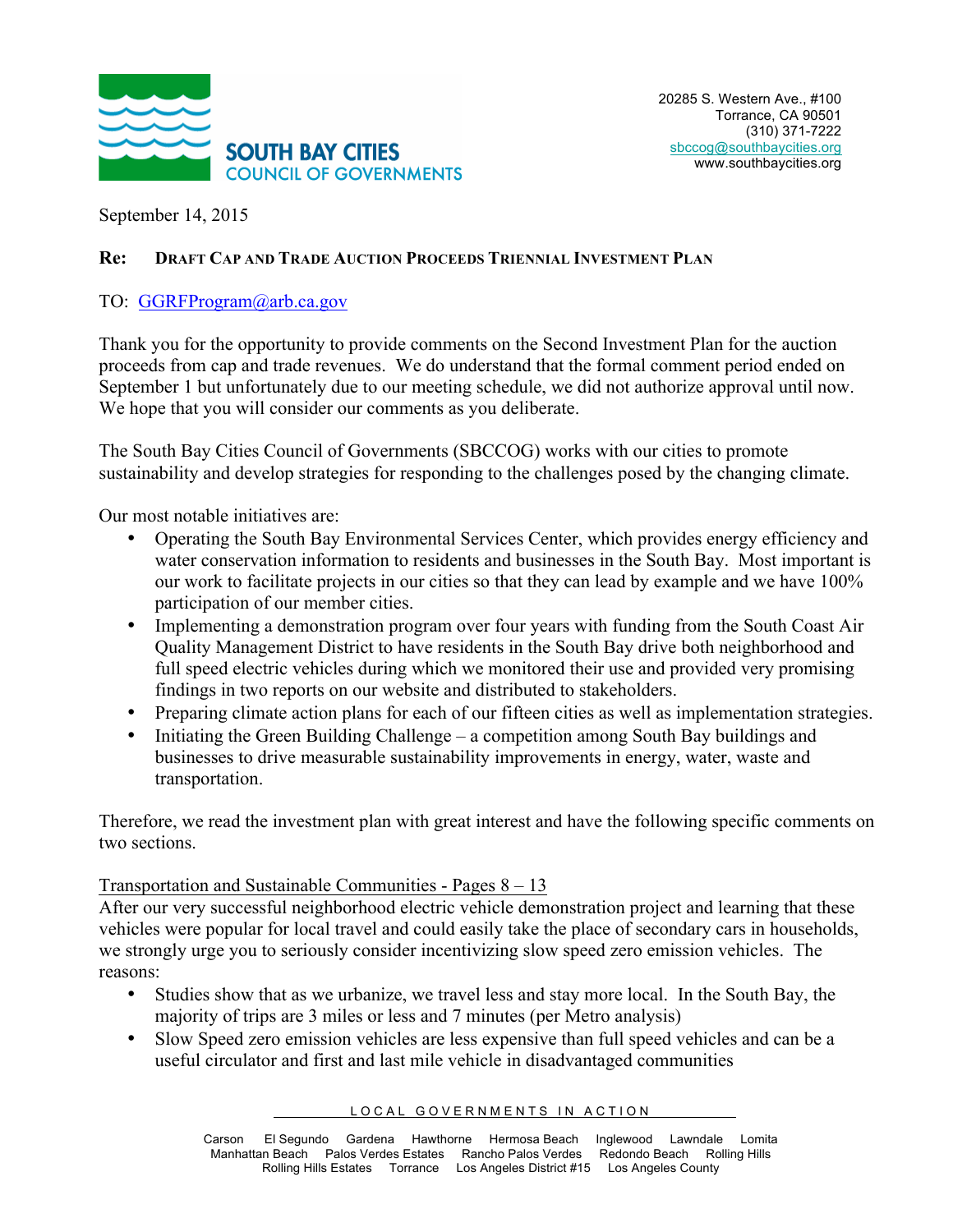**SOUTH BAY CITIES**
COUNCIL OF GOVERNMENTS

20285 S. Western Ave., #100
Torrance, CA 90501
(310) 371-7222
sbccog@southbaycities.org
www.southbaycities.org

September 14, 2015

**Re: DRAFT CAP AND TRADE AUCTION PROCEEDS TRIENNIAL INVESTMENT PLAN**

TO: GGRFProgram@arb.ca.gov

Thank you for the opportunity to provide comments on the Second Investment Plan for the auction proceeds from cap and trade revenues. We do understand that the formal comment period ended on September 1 but unfortunately due to our meeting schedule, we did not authorize approval until now. We hope that you will consider our comments as you deliberate.

The South Bay Cities Council of Governments (SBCCOG) works with our cities to promote sustainability and develop strategies for responding to the challenges posed by the changing climate.

Our most notable initiatives are:

- Operating the South Bay Environmental Services Center, which provides energy efficiency and water conservation information to residents and businesses in the South Bay. Most important is our work to facilitate projects in our cities so that they can lead by example and we have 100% participation of our member cities.
- Implementing a demonstration program over four years with funding from the South Coast Air Quality Management District to have residents in the South Bay drive both neighborhood and full speed electric vehicles during which we monitored their use and provided very promising findings in two reports on our website and distributed to stakeholders.
- Preparing climate action plans for each of our fifteen cities as well as implementation strategies.
- Initiating the Green Building Challenge – a competition among South Bay buildings and businesses to drive measurable sustainability improvements in energy, water, waste and transportation.

Therefore, we read the investment plan with great interest and have the following specific comments on two sections.

<u>Transportation and Sustainable Communities - Pages 8 – 13</u>

After our very successful neighborhood electric vehicle demonstration project and learning that these vehicles were popular for local travel and could easily take the place of secondary cars in households, we strongly urge you to seriously consider incentivizing slow speed zero emission vehicles. The reasons:

- Studies show that as we urbanize, we travel less and stay more local. In the South Bay, the majority of trips are 3 miles or less and 7 minutes (per Metro analysis)
- Slow Speed zero emission vehicles are less expensive than full speed vehicles and can be a useful circulator and first and last mile vehicle in disadvantaged communities

LOCAL GOVERNMENTS IN ACTION

Carson El Segundo Gardena Hawthorne Hermosa Beach Inglewood Lawndale Lomita Manhattan Beach Palos Verdes Estates Rancho Palos Verdes Redondo Beach Rolling Hills Rolling Hills Estates Torrance Los Angeles District #15 Los Angeles County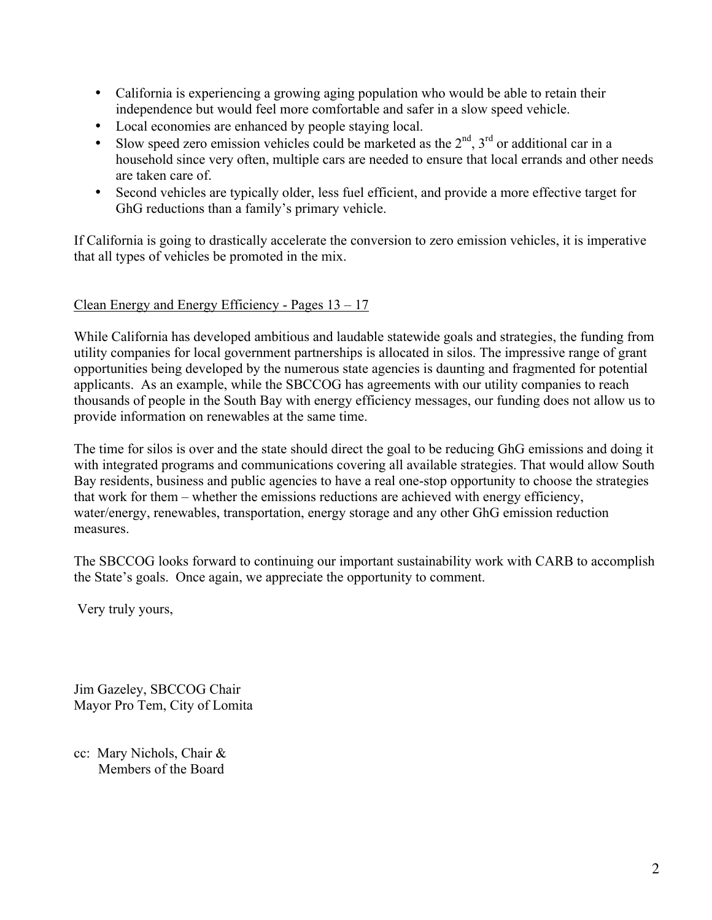- California is experiencing a growing aging population who would be able to retain their independence but would feel more comfortable and safer in a slow speed vehicle.
- Local economies are enhanced by people staying local.
- Slow speed zero emission vehicles could be marketed as the 2nd, 3rd or additional car in a household since very often, multiple cars are needed to ensure that local errands and other needs are taken care of.
- Second vehicles are typically older, less fuel efficient, and provide a more effective target for GhG reductions than a family's primary vehicle.

If California is going to drastically accelerate the conversion to zero emission vehicles, it is imperative that all types of vehicles be promoted in the mix.

<u>Clean Energy and Energy Efficiency - Pages 13 – 17</u>

While California has developed ambitious and laudable statewide goals and strategies, the funding from utility companies for local government partnerships is allocated in silos. The impressive range of grant opportunities being developed by the numerous state agencies is daunting and fragmented for potential applicants. As an example, while the SBCCOG has agreements with our utility companies to reach thousands of people in the South Bay with energy efficiency messages, our funding does not allow us to provide information on renewables at the same time.

The time for silos is over and the state should direct the goal to be reducing GhG emissions and doing it with integrated programs and communications covering all available strategies. That would allow South Bay residents, business and public agencies to have a real one-stop opportunity to choose the strategies that work for them – whether the emissions reductions are achieved with energy efficiency, water/energy, renewables, transportation, energy storage and any other GhG emission reduction measures.

The SBCCOG looks forward to continuing our important sustainability work with CARB to accomplish the State's goals. Once again, we appreciate the opportunity to comment.

Very truly yours,

Jim Gazeley, SBCCOG Chair
Mayor Pro Tem, City of Lomita

cc: Mary Nichols, Chair &
Members of the Board